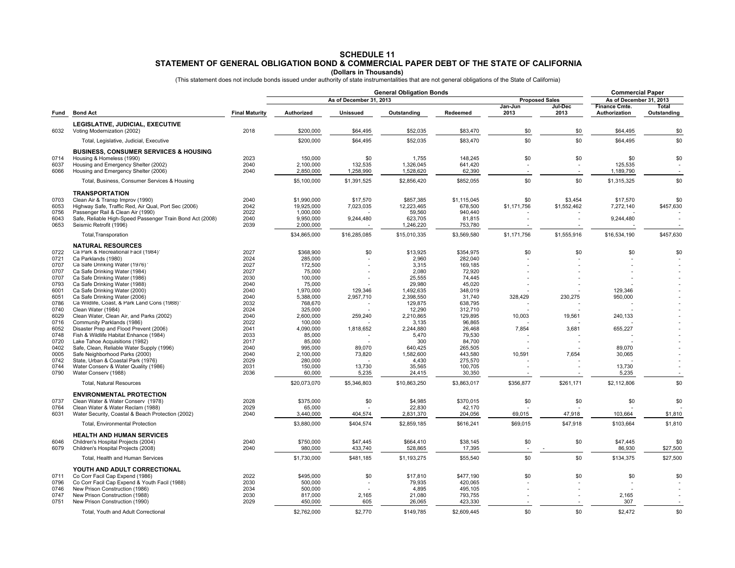# SCHEDULE 11
## STATEMENT OF GENERAL OBLIGATION BOND & COMMERCIAL PAPER DEBT OF THE STATE OF CALIFORNIA
**(Dollars in Thousands)**

(This statement does not include bonds issued under authority of state instrumentalities that are not general obligations of the State of California)

| | | | General Obligation Bonds | | | | | | Commercial Paper | |
|---|---|---|---|---|---|---|---|---|---|---|
| | | | As of December 31, 2013 | | | | Proposed Sales | | As of December 31, 2013 | |
| Fund | Bond Act | Final Maturity | Authorized | Unissued | Outstanding | Redeemed | Jan-Jun 2013 | Jul-Dec 2013 | Finance Cmte. Authorization | Total Outstanding |
| | **LEGISLATIVE, JUDICIAL, EXECUTIVE** | | | | | | | | | |
| 6032 | Voting Modernization (2002) | 2018 | $200,000 | $64,495 | $52,035 | $83,470 | $0 | $0 | $64,495 | $0 |
| | Total, Legislative, Judicial, Executive | | $200,000 | $64,495 | $52,035 | $83,470 | $0 | $0 | $64,495 | $0 |
| | **BUSINESS, CONSUMER SERVIICES & HOUSING** | | | | | | | | | |
| 0714 | Housing & Homeless (1990) | 2023 | 150,000 | $0 | 1,755 | 148,245 | $0 | $0 | $0 | $0 |
| 6037 | Housing and Emergency Shelter (2002) | 2040 | 2,100,000 | 132,535 | 1,326,045 | 641,420 | - | - | 125,535 | - |
| 6066 | Housing and Emergency Shelter (2006) | 2040 | 2,850,000 | 1,258,990 | 1,528,620 | 62,390 | - | - | 1,189,790 | - |
| | Total, Business, Consumer Services & Housing | | $5,100,000 | $1,391,525 | $2,856,420 | $852,055 | $0 | $0 | $1,315,325 | $0 |
| | **TRANSPORTATION** | | | | | | | | | |
| 0703 | Clean Air & Transp Improv (1990) | 2040 | $1,990,000 | $17,570 | $857,385 | $1,115,045 | $0 | $3,454 | $17,570 | $0 |
| 6053 | Highway Safe, Traffic Red, Air Qual, Port Sec (2006) | 2042 | 19,925,000 | 7,023,035 | 12,223,465 | 678,500 | $1,171,756 | $1,552,462 | 7,272,140 | $457,630 |
| 0756 | Passenger Rail & Clean Air (1990) | 2022 | 1,000,000 | - | 59,560 | 940,440 | - | - | - | - |
| 6043 | Safe, Reliable High-Speed Passenger Train Bond Act (2008) | 2040 | 9,950,000 | 9,244,480 | 623,705 | 81,815 | - | - | 9,244,480 | - |
| 0653 | Seismic Retrofit (1996) | 2039 | 2,000,000 | - | 1,246,220 | 753,780 | - | - | - | - |
| | Total,Transporation | | $34,865,000 | $16,285,085 | $15,010,335 | $3,569,580 | $1,171,756 | $1,555,916 | $16,534,190 | $457,630 |
| | **NATURAL RESOURCES** | | | | | | | | | |
| 0722 | Ca Park & Recreational Facil (1984)' | 2027 | $368,900 | $0 | $13,925 | $354,975 | $0 | $0 | $0 | $0 |
| 0721 | Ca Parklands (1980) | 2024 | 285,000 | - | 2,960 | 282,040 | - | - | - | - |
| 0707 | Ca Safe Drinking Water (1976)' | 2027 | 172,500 | - | 3,315 | 169,185 | - | - | - | - |
| 0707 | Ca Safe Drinking Water (1984) | 2027 | 75,000 | - | 2,080 | 72,920 | - | - | - | - |
| 0707 | Ca Safe Drinking Water (1986) | 2030 | 100,000 | - | 25,555 | 74,445 | - | - | - | - |
| 0793 | Ca Safe Drinking Water (1988) | 2040 | 75,000 | - | 29,980 | 45,020 | - | - | - | - |
| 6001 | Ca Safe Drinking Water (2000) | 2040 | 1,970,000 | 129,346 | 1,492,635 | 348,019 | - | - | 129,346 | - |
| 6051 | Ca Safe Drinking Water (2006) | 2040 | 5,388,000 | 2,957,710 | 2,398,550 | 31,740 | 328,429 | 230,275 | 950,000 | - |
| 0786 | Ca Wildlife, Coast, & Park Land Cons (1988)' | 2032 | 768,670 | - | 129,875 | 638,795 | - | - | - | - |
| 0740 | Clean Water (1984) | 2024 | 325,000 | - | 12,290 | 312,710 | - | - | - | - |
| 6029 | Clean Water, Clean Air, and Parks (2002) | 2040 | 2,600,000 | 259,240 | 2,210,865 | 129,895 | 10,003 | 19,561 | 240,133 | - |
| 0716 | Community Parklands (1986) | 2022 | 100,000 | - | 3,135 | 96,865 | - | - | - | - |
| 6052 | Disaster Prep and Flood Prevent (2006) | 2041 | 4,090,000 | 1,818,652 | 2,244,880 | 26,468 | 7,854 | 3,681 | 655,227 | - |
| 0748 | Fish & Wildlife Habitat Enhance (1984) | 2033 | 85,000 | - | 5,470 | 79,530 | - | - | - | - |
| 0720 | Lake Tahoe Acquisitions (1982) | 2017 | 85,000 | - | 300 | 84,700 | - | - | - | - |
| 0402 | Safe, Clean, Reliable Water Supply (1996) | 2040 | 995,000 | 89,070 | 640,425 | 265,505 | - | - | 89,070 | - |
| 0005 | Safe Neighborhood Parks (2000) | 2040 | 2,100,000 | 73,820 | 1,582,600 | 443,580 | 10,591 | 7,654 | 30,065 | - |
| 0742 | State, Urban & Coastal Park (1976) | 2029 | 280,000 | - | 4,430 | 275,570 | - | - | - | - |
| 0744 | Water Conserv & Water Quality (1986) | 2031 | 150,000 | 13,730 | 35,565 | 100,705 | - | - | 13,730 | - |
| 0790 | Water Conserv (1988) | 2036 | 60,000 | 5,235 | 24,415 | 30,350 | - | - | 5,235 | - |
| | Total, Natural Resources | | $20,073,070 | $5,346,803 | $10,863,250 | $3,863,017 | $356,877 | $261,171 | $2,112,806 | $0 |
| | **ENVIRONMENTAL PROTECTION** | | | | | | | | | |
| 0737 | Clean Water & Water Conserv (1978) | 2028 | $375,000 | $0 | $4,985 | $370,015 | $0 | $0 | $0 | $0 |
| 0764 | Clean Water & Water Reclam (1988) | 2029 | 65,000 | - | 22,830 | 42,170 | - | - | - | - |
| 6031 | Water Security, Coastal & Beach Protection (2002) | 2040 | 3,440,000 | 404,574 | 2,831,370 | 204,056 | 69,015 | 47,918 | 103,664 | $1,810 |
| | Total, Environmental Protection | | $3,880,000 | $404,574 | $2,859,185 | $616,241 | $69,015 | $47,918 | $103,664 | $1,810 |
| | **HEALTH AND HUMAN SERVICES** | | | | | | | | | |
| 6046 | Children's Hospital Projects (2004) | 2040 | $750,000 | $47,445 | $664,410 | $38,145 | $0 | $0 | $47,445 | $0 |
| 6079 | Children's Hospital Projects (2008) | 2040 | 980,000 | 433,740 | 528,865 | 17,395 | - | - | 86,930 | $27,500 |
| | Total, Health and Human Services | | $1,730,000 | $481,185 | $1,193,275 | $55,540 | $0 | $0 | $134,375 | $27,500 |
| | **YOUTH AND ADULT CORRECTIONAL** | | | | | | | | | |
| 0711 | Co Corr Facil Cap Expend (1986) | 2022 | $495,000 | $0 | $17,810 | $477,190 | $0 | $0 | $0 | $0 |
| 0796 | Co Corr Facil Cap Expend & Youth Facil (1988) | 2030 | 500,000 | - | 79,935 | 420,065 | - | - | - | - |
| 0746 | New Prison Construction (1986) | 2034 | 500,000 | - | 4,895 | 495,105 | - | - | - | - |
| 0747 | New Prison Construction (1988) | 2030 | 817,000 | 2,165 | 21,080 | 793,755 | - | - | 2,165 | - |
| 0751 | New Prison Construction (1990) | 2029 | 450,000 | 605 | 26,065 | 423,330 | - | - | 307 | - |
| | Total, Youth and Adult Correctional | | $2,762,000 | $2,770 | $149,785 | $2,609,445 | $0 | $0 | $2,472 | $0 |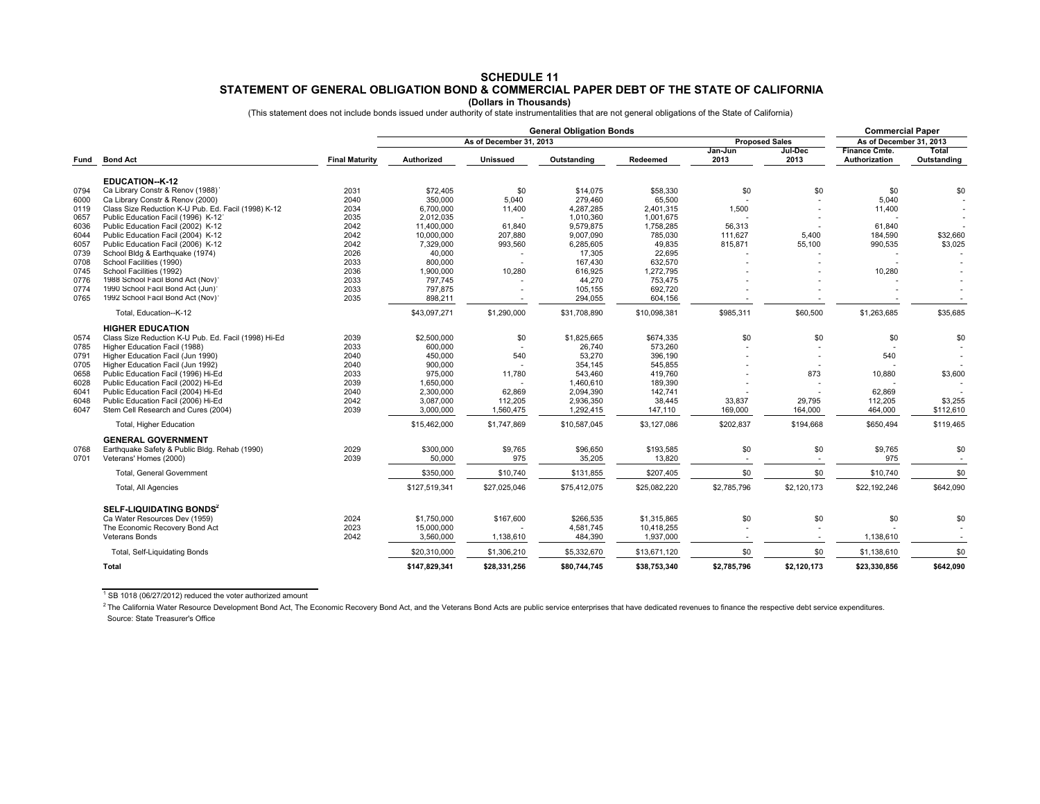## SCHEDULE 11

## STATEMENT OF GENERAL OBLIGATION BOND & COMMERCIAL PAPER DEBT OF THE STATE OF CALIFORNIA

**(Dollars in Thousands)**

(This statement does not include bonds issued under authority of state instrumentalities that are not general obligations of the State of California)

| | | | General Obligation Bonds | | | | | | Commercial Paper | |
|---|---|---|---|---|---|---|---|---|---|---|
| | | | As of December 31, 2013 | | | | Proposed Sales | | As of December 31, 2013 | |
| Fund | Bond Act | Final Maturity | Authorized | Unissued | Outstanding | Redeemed | Jan-Jun 2013 | Jul-Dec 2013 | Finance Cmte. Authorization | Total Outstanding |
| | **EDUCATION--K-12** | | | | | | | | | |
| 0794 | Ca Library Constr & Renov (1988)[1] | 2031 | $72,405 | $0 | $14,075 | $58,330 | $0 | $0 | $0 | $0 |
| 6000 | Ca Library Constr & Renov (2000) | 2040 | 350,000 | 5,040 | 279,460 | 65,500 | - | - | 5,040 | - |
| 0119 | Class Size Reduction K-U Pub. Ed. Facil (1998) K-12 | 2034 | 6,700,000 | 11,400 | 4,287,285 | 2,401,315 | 1,500 | - | 11,400 | - |
| 0657 | Public Education Facil (1996) K-12[1] | 2035 | 2,012,035 | - | 1,010,360 | 1,001,675 | - | - | - | - |
| 6036 | Public Education Facil (2002) K-12 | 2042 | 11,400,000 | 61,840 | 9,579,875 | 1,758,285 | 56,313 | - | 61,840 | - |
| 6044 | Public Education Facil (2004) K-12 | 2042 | 10,000,000 | 207,880 | 9,007,090 | 785,030 | 111,627 | 5,400 | 184,590 | $32,660 |
| 6057 | Public Education Facil (2006) K-12 | 2042 | 7,329,000 | 993,560 | 6,285,605 | 49,835 | 815,871 | 55,100 | 990,535 | $3,025 |
| 0739 | School Bldg & Earthquake (1974) | 2026 | 40,000 | - | 17,305 | 22,695 | - | - | - | - |
| 0708 | School Facilities (1990) | 2033 | 800,000 | - | 167,430 | 632,570 | - | - | - | - |
| 0745 | School Facilities (1992) | 2036 | 1,900,000 | 10,280 | 616,925 | 1,272,795 | - | - | 10,280 | - |
| 0776 | 1988 School Facil Bond Act (Nov)[1] | 2033 | 797,745 | - | 44,270 | 753,475 | - | - | - | - |
| 0774 | 1990 School Facil Bond Act (Jun)[1] | 2033 | 797,875 | - | 105,155 | 692,720 | - | - | - | - |
| 0765 | 1992 School Facil Bond Act (Nov)[1] | 2035 | 898,211 | - | 294,055 | 604,156 | - | - | - | - |
| | Total, Education--K-12 | | $43,097,271 | $1,290,000 | $31,708,890 | $10,098,381 | $985,311 | $60,500 | $1,263,685 | $35,685 |
| | **HIGHER EDUCATION** | | | | | | | | | |
| 0574 | Class Size Reduction K-U Pub. Ed. Facil (1998) Hi-Ed | 2039 | $2,500,000 | $0 | $1,825,665 | $674,335 | $0 | $0 | $0 | $0 |
| 0785 | Higher Education Facil (1988) | 2033 | 600,000 | - | 26,740 | 573,260 | - | - | - | - |
| 0791 | Higher Education Facil (Jun 1990) | 2040 | 450,000 | 540 | 53,270 | 396,190 | - | - | 540 | - |
| 0705 | Higher Education Facil (Jun 1992) | 2040 | 900,000 | - | 354,145 | 545,855 | - | - | - | - |
| 0658 | Public Education Facil (1996) Hi-Ed | 2033 | 975,000 | 11,780 | 543,460 | 419,760 | - | 873 | 10,880 | $3,600 |
| 6028 | Public Education Facil (2002) Hi-Ed | 2039 | 1,650,000 | - | 1,460,610 | 189,390 | - | - | - | - |
| 6041 | Public Education Facil (2004) Hi-Ed | 2040 | 2,300,000 | 62,869 | 2,094,390 | 142,741 | - | - | 62,869 | - |
| 6048 | Public Education Facil (2006) Hi-Ed | 2042 | 3,087,000 | 112,205 | 2,936,350 | 38,445 | 33,837 | 29,795 | 112,205 | $3,255 |
| 6047 | Stem Cell Research and Cures (2004) | 2039 | 3,000,000 | 1,560,475 | 1,292,415 | 147,110 | 169,000 | 164,000 | 464,000 | $112,610 |
| | Total, Higher Education | | $15,462,000 | $1,747,869 | $10,587,045 | $3,127,086 | $202,837 | $194,668 | $650,494 | $119,465 |
| | **GENERAL GOVERNMENT** | | | | | | | | | |
| 0768 | Earthquake Safety & Public Bldg. Rehab (1990) | 2029 | $300,000 | $9,765 | $96,650 | $193,585 | $0 | $0 | $9,765 | $0 |
| 0701 | Veterans' Homes (2000) | 2039 | 50,000 | 975 | 35,205 | 13,820 | - | - | 975 | - |
| | Total, General Government | | $350,000 | $10,740 | $131,855 | $207,405 | $0 | $0 | $10,740 | $0 |
| | Total, All Agencies | | $127,519,341 | $27,025,046 | $75,412,075 | $25,082,220 | $2,785,796 | $2,120,173 | $22,192,246 | $642,090 |
| | **SELF-LIQUIDATING BONDS**[2] | | | | | | | | | |
| | Ca Water Resources Dev (1959) | 2024 | $1,750,000 | $167,600 | $266,535 | $1,315,865 | $0 | $0 | $0 | $0 |
| | The Economic Recovery Bond Act | 2023 | 15,000,000 | - | 4,581,745 | 10,418,255 | - | - | - | - |
| | Veterans Bonds | 2042 | 3,560,000 | 1,138,610 | 484,390 | 1,937,000 | - | - | 1,138,610 | - |
| | Total, Self-Liquidating Bonds | | $20,310,000 | $1,306,210 | $5,332,670 | $13,671,120 | $0 | $0 | $1,138,610 | $0 |
| | **Total** | | **$147,829,341** | **$28,331,256** | **$80,744,745** | **$38,753,340** | **$2,785,796** | **$2,120,173** | **$23,330,856** | **$642,090** |

[1] SB 1018 (06/27/2012) reduced the voter authorized amount

[2] The California Water Resource Development Bond Act, The Economic Recovery Bond Act, and the Veterans Bond Acts are public service enterprises that have dedicated revenues to finance the respective debt service expenditures.

Source: State Treasurer's Office